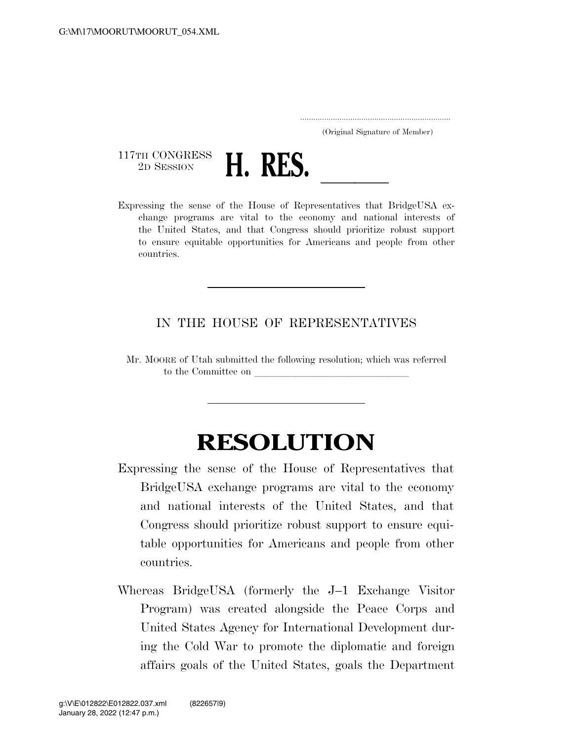(Original Signature of Member)

117TH CONGRESS
2D SESSION

# H. RES. \_\_\_\_\_\_

Expressing the sense of the House of Representatives that BridgeUSA exchange programs are vital to the economy and national interests of the United States, and that Congress should prioritize robust support to ensure equitable opportunities for Americans and people from other countries.

IN THE HOUSE OF REPRESENTATIVES

Mr. MOORE of Utah submitted the following resolution; which was referred to the Committee on \_\_\_\_\_\_\_\_\_\_\_\_\_\_\_\_\_\_\_\_\_\_\_\_\_\_\_\_\_\_

# RESOLUTION

Expressing the sense of the House of Representatives that BridgeUSA exchange programs are vital to the economy and national interests of the United States, and that Congress should prioritize robust support to ensure equitable opportunities for Americans and people from other countries.

Whereas BridgeUSA (formerly the J–1 Exchange Visitor Program) was created alongside the Peace Corps and United States Agency for International Development during the Cold War to promote the diplomatic and foreign affairs goals of the United States, goals the Department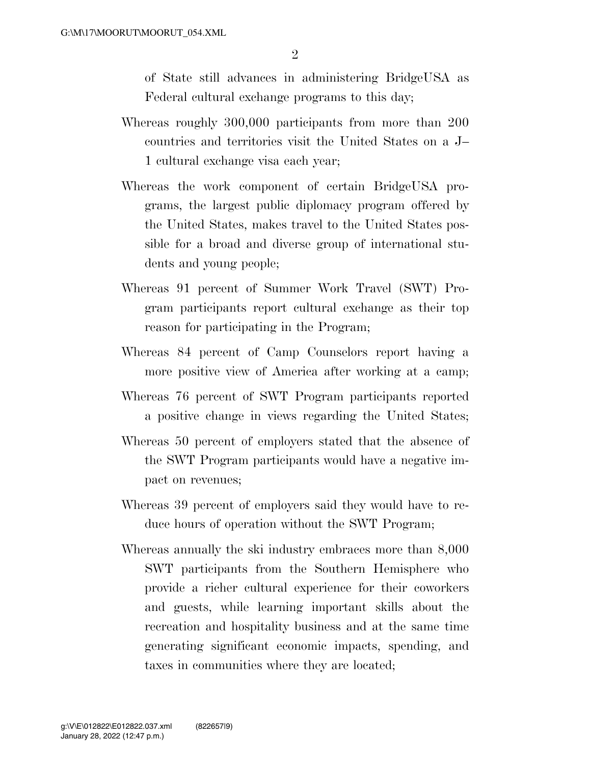of State still advances in administering BridgeUSA as Federal cultural exchange programs to this day;

Whereas roughly 300,000 participants from more than 200 countries and territories visit the United States on a J–1 cultural exchange visa each year;

Whereas the work component of certain BridgeUSA programs, the largest public diplomacy program offered by the United States, makes travel to the United States possible for a broad and diverse group of international students and young people;

Whereas 91 percent of Summer Work Travel (SWT) Program participants report cultural exchange as their top reason for participating in the Program;

Whereas 84 percent of Camp Counselors report having a more positive view of America after working at a camp;

Whereas 76 percent of SWT Program participants reported a positive change in views regarding the United States;

Whereas 50 percent of employers stated that the absence of the SWT Program participants would have a negative impact on revenues;

Whereas 39 percent of employers said they would have to reduce hours of operation without the SWT Program;

Whereas annually the ski industry embraces more than 8,000 SWT participants from the Southern Hemisphere who provide a richer cultural experience for their coworkers and guests, while learning important skills about the recreation and hospitality business and at the same time generating significant economic impacts, spending, and taxes in communities where they are located;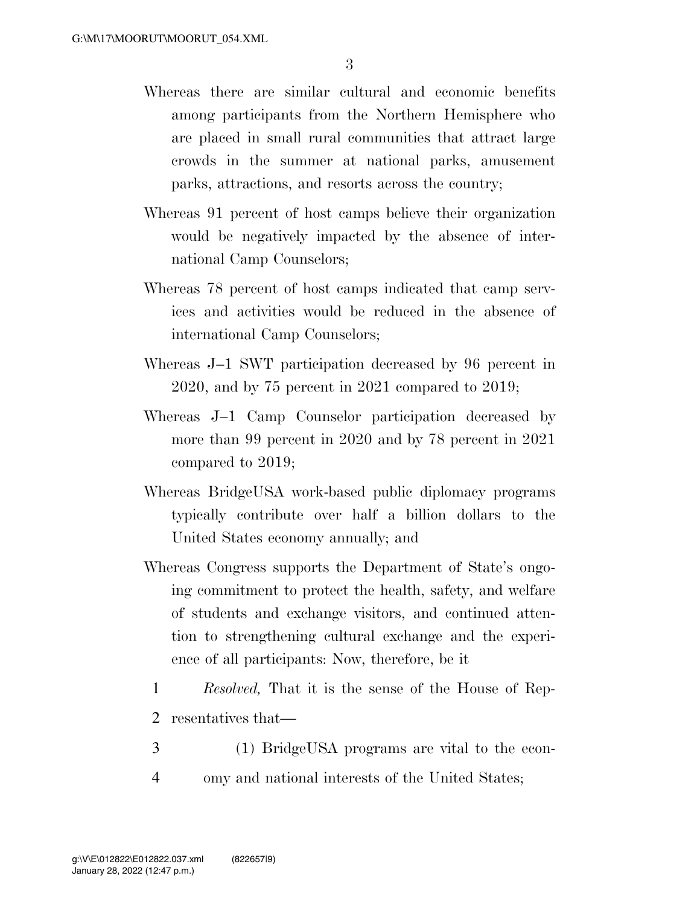Whereas there are similar cultural and economic benefits among participants from the Northern Hemisphere who are placed in small rural communities that attract large crowds in the summer at national parks, amusement parks, attractions, and resorts across the country;

Whereas 91 percent of host camps believe their organization would be negatively impacted by the absence of international Camp Counselors;

Whereas 78 percent of host camps indicated that camp services and activities would be reduced in the absence of international Camp Counselors;

Whereas J–1 SWT participation decreased by 96 percent in 2020, and by 75 percent in 2021 compared to 2019;

Whereas J–1 Camp Counselor participation decreased by more than 99 percent in 2020 and by 78 percent in 2021 compared to 2019;

Whereas BridgeUSA work-based public diplomacy programs typically contribute over half a billion dollars to the United States economy annually; and

Whereas Congress supports the Department of State's ongoing commitment to protect the health, safety, and welfare of students and exchange visitors, and continued attention to strengthening cultural exchange and the experience of all participants: Now, therefore, be it

*Resolved,* That it is the sense of the House of Representatives that—

(1) BridgeUSA programs are vital to the economy and national interests of the United States;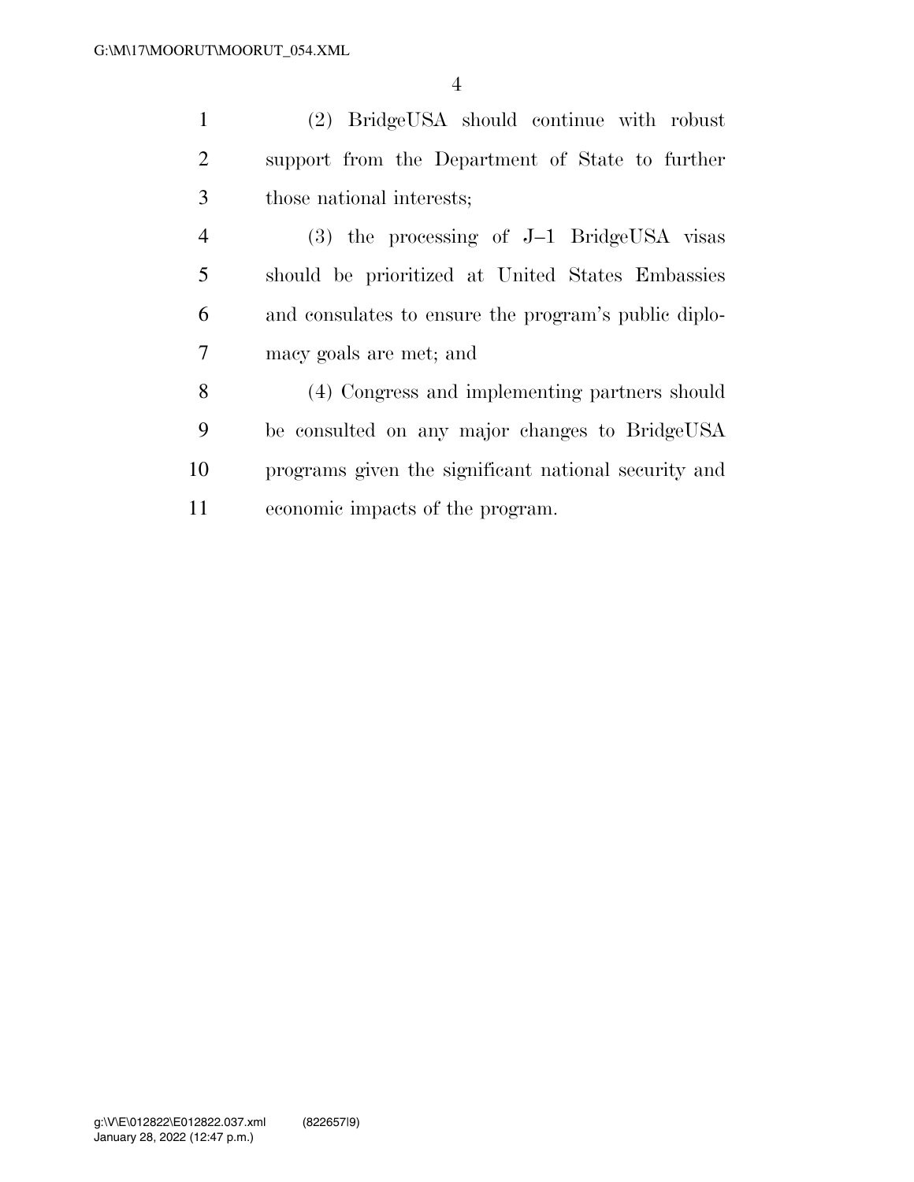(2) BridgeUSA should continue with robust support from the Department of State to further those national interests;

(3) the processing of J–1 BridgeUSA visas should be prioritized at United States Embassies and consulates to ensure the program's public diplomacy goals are met; and

(4) Congress and implementing partners should be consulted on any major changes to BridgeUSA programs given the significant national security and economic impacts of the program.